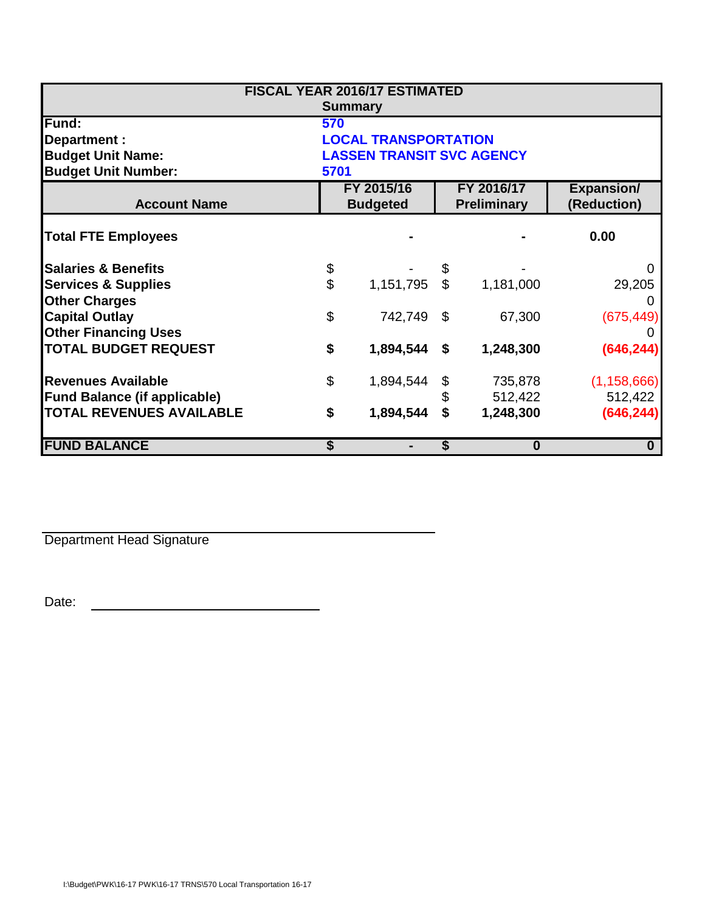# FISCAL YEAR 2016/17 ESTIMATED

## Summary

| | |
|---|---|
| **Fund:** | **570** |
| **Department :** | **LOCAL TRANSPORTATION** |
| **Budget Unit Name:** | **LASSEN TRANSIT SVC AGENCY** |
| **Budget Unit Number:** | **5701** |

| Account Name | FY 2015/16 Budgeted | FY 2016/17 Preliminary | Expansion/ (Reduction) |
|---|---|---|---|
| **Total FTE Employees** | - | - | 0.00 |
| **Salaries & Benefits** | $ - | $ - | 0 |
| **Services & Supplies** | $ 1,151,795 | $ 1,181,000 | 29,205 |
| **Other Charges** | | | 0 |
| **Capital Outlay** | $ 742,749 | $ 67,300 | (675,449) |
| **Other Financing Uses** | | | 0 |
| **TOTAL BUDGET REQUEST** | **$ 1,894,544** | **$ 1,248,300** | **(646,244)** |
| **Revenues Available** | $ 1,894,544 | $ 735,878 | (1,158,666) |
| **Fund Balance (if applicable)** | | $ 512,422 | 512,422 |
| **TOTAL REVENUES AVAILABLE** | **$ 1,894,544** | **$ 1,248,300** | **(646,244)** |
| **FUND BALANCE** | **$ -** | **$ 0** | **0** |

Department Head Signature

Date: ______________________

I:\Budget\PWK\16-17 PWK\16-17 TRNS\570 Local Transportation 16-17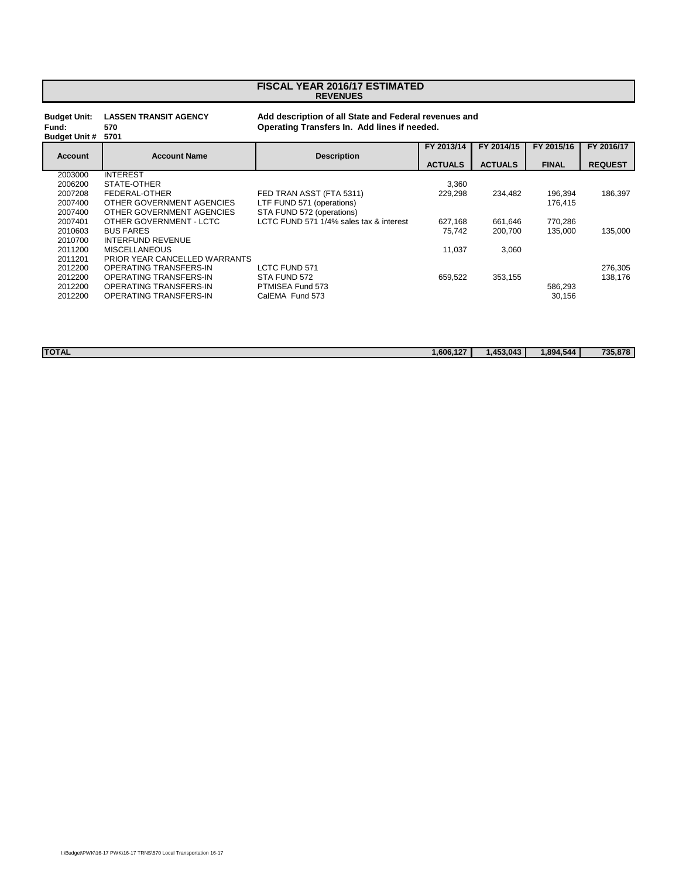# FISCAL YEAR 2016/17 ESTIMATED
## REVENUES

**Budget Unit:** LASSEN TRANSIT AGENCY
**Fund:** 570
**Budget Unit #** 5701

**Add description of all State and Federal revenues and Operating Transfers In. Add lines if needed.**

| Account | Account Name | Description | FY 2013/14 ACTUALS | FY 2014/15 ACTUALS | FY 2015/16 FINAL | FY 2016/17 REQUEST |
|---|---|---|---|---|---|---|
| 2003000 | INTEREST | | | | | |
| 2006200 | STATE-OTHER | | 3,360 | | | |
| 2007208 | FEDERAL-OTHER | FED TRAN ASST (FTA 5311) | 229,298 | 234,482 | 196,394 | 186,397 |
| 2007400 | OTHER GOVERNMENT AGENCIES | LTF FUND 571 (operations) | | | 176,415 | |
| 2007400 | OTHER GOVERNMENT AGENCIES | STA FUND 572 (operations) | | | | |
| 2007401 | OTHER GOVERNMENT - LCTC | LCTC FUND 571 1/4% sales tax & interest | 627,168 | 661,646 | 770,286 | |
| 2010603 | BUS FARES | | 75,742 | 200,700 | 135,000 | 135,000 |
| 2010700 | INTERFUND REVENUE | | | | | |
| 2011200 | MISCELLANEOUS | | 11,037 | 3,060 | | |
| 2011201 | PRIOR YEAR CANCELLED WARRANTS | | | | | |
| 2012200 | OPERATING TRANSFERS-IN | LCTC FUND 571 | | | | 276,305 |
| 2012200 | OPERATING TRANSFERS-IN | STA FUND 572 | 659,522 | 353,155 | | 138,176 |
| 2012200 | OPERATING TRANSFERS-IN | PTMISEA Fund 573 | | | 586,293 | |
| 2012200 | OPERATING TRANSFERS-IN | CalEMA Fund 573 | | | 30,156 | |
| **TOTAL** | | | **1,606,127** | **1,453,043** | **1,894,544** | **735,878** |

I:\Budget\PWK\16-17 PWK\16-17 TRNS\570 Local Transportation 16-17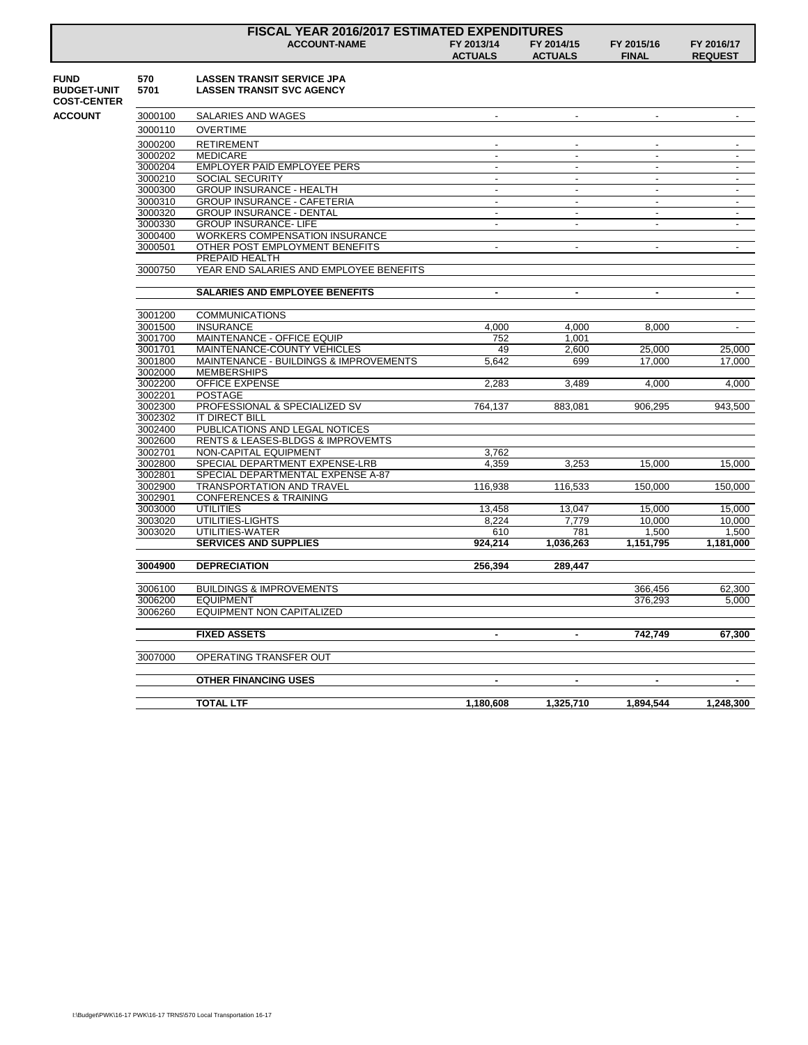# FISCAL YEAR 2016/2017 ESTIMATED EXPENDITURES

| | | ACCOUNT-NAME | FY 2013/14 ACTUALS | FY 2014/15 ACTUALS | FY 2015/16 FINAL | FY 2016/17 REQUEST |
|---|---|---|---|---|---|---|
| **FUND** | **570** | **LASSEN TRANSIT SERVICE JPA** | | | | |
| **BUDGET-UNIT** | **5701** | **LASSEN TRANSIT SVC AGENCY** | | | | |
| **COST-CENTER** | | | | | | |
| **ACCOUNT** | 3000100 | SALARIES AND WAGES | - | - | - | - |
| | 3000110 | OVERTIME | | | | |
| | 3000200 | RETIREMENT | - | - | - | - |
| | 3000202 | MEDICARE | - | - | - | - |
| | 3000204 | EMPLOYER PAID EMPLOYEE PERS | - | - | - | - |
| | 3000210 | SOCIAL SECURITY | - | - | - | - |
| | 3000300 | GROUP INSURANCE - HEALTH | - | - | - | - |
| | 3000310 | GROUP INSURANCE - CAFETERIA | - | - | - | - |
| | 3000320 | GROUP INSURANCE - DENTAL | - | - | - | - |
| | 3000330 | GROUP INSURANCE- LIFE | - | - | - | - |
| | 3000400 | WORKERS COMPENSATION INSURANCE | | | | |
| | 3000501 | OTHER POST EMPLOYMENT BENEFITS | - | - | - | - |
| | | PREPAID HEALTH | | | | |
| | 3000750 | YEAR END SALARIES AND EMPLOYEE BENEFITS | | | | |
| | | **SALARIES AND EMPLOYEE BENEFITS** | **-** | **-** | **-** | **-** |
| | 3001200 | COMMUNICATIONS | | | | |
| | 3001500 | INSURANCE | 4,000 | 4,000 | 8,000 | - |
| | 3001700 | MAINTENANCE - OFFICE EQUIP | 752 | 1,001 | | |
| | 3001701 | MAINTENANCE-COUNTY VEHICLES | 49 | 2,600 | 25,000 | 25,000 |
| | 3001800 | MAINTENANCE - BUILDINGS & IMPROVEMENTS | 5,642 | 699 | 17,000 | 17,000 |
| | 3002000 | MEMBERSHIPS | | | | |
| | 3002200 | OFFICE EXPENSE | 2,283 | 3,489 | 4,000 | 4,000 |
| | 3002201 | POSTAGE | | | | |
| | 3002300 | PROFESSIONAL & SPECIALIZED SV | 764,137 | 883,081 | 906,295 | 943,500 |
| | 3002302 | IT DIRECT BILL | | | | |
| | 3002400 | PUBLICATIONS AND LEGAL NOTICES | | | | |
| | 3002600 | RENTS & LEASES-BLDGS & IMPROVEMTS | | | | |
| | 3002701 | NON-CAPITAL EQUIPMENT | 3,762 | | | |
| | 3002800 | SPECIAL DEPARTMENT EXPENSE-LRB | 4,359 | 3,253 | 15,000 | 15,000 |
| | 3002801 | SPECIAL DEPARTMENTAL EXPENSE A-87 | | | | |
| | 3002900 | TRANSPORTATION AND TRAVEL | 116,938 | 116,533 | 150,000 | 150,000 |
| | 3002901 | CONFERENCES & TRAINING | | | | |
| | 3003000 | UTILITIES | 13,458 | 13,047 | 15,000 | 15,000 |
| | 3003020 | UTILITIES-LIGHTS | 8,224 | 7,779 | 10,000 | 10,000 |
| | 3003020 | UTILITIES-WATER | 610 | 781 | 1,500 | 1,500 |
| | | **SERVICES AND SUPPLIES** | **924,214** | **1,036,263** | **1,151,795** | **1,181,000** |
| | **3004900** | **DEPRECIATION** | **256,394** | **289,447** | | |
| | 3006100 | BUILDINGS & IMPROVEMENTS | | | 366,456 | 62,300 |
| | 3006200 | EQUIPMENT | | | 376,293 | 5,000 |
| | 3006260 | EQUIPMENT NON CAPITALIZED | | | | |
| | | **FIXED ASSETS** | **-** | **-** | **742,749** | **67,300** |
| | 3007000 | OPERATING TRANSFER OUT | | | | |
| | | **OTHER FINANCING USES** | **-** | **-** | **-** | **-** |
| | | **TOTAL LTF** | **1,180,608** | **1,325,710** | **1,894,544** | **1,248,300** |

I:\Budget\PWK\16-17 PWK\16-17 TRNS\570 Local Transportation 16-17